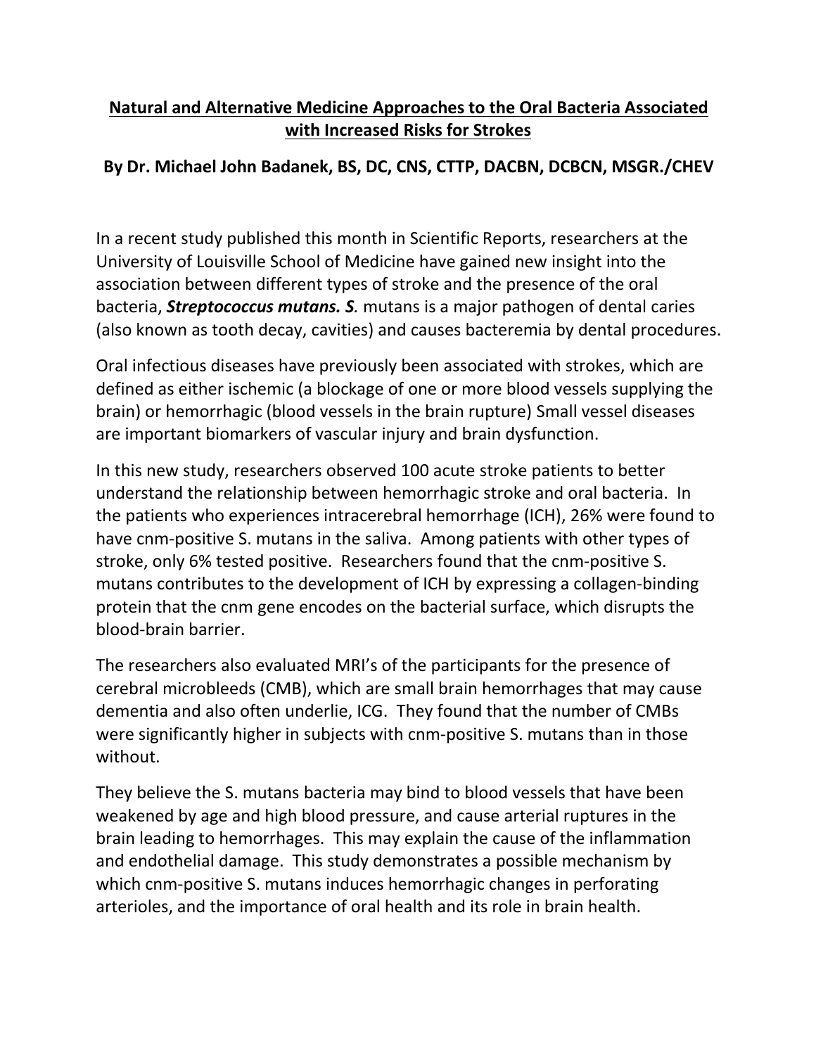# **Natural and Alternative Medicine Approaches to the Oral Bacteria Associated with Increased Risks for Strokes**

**By Dr. Michael John Badanek, BS, DC, CNS, CTTP, DACBN, DCBCN, MSGR./CHEV**

In a recent study published this month in Scientific Reports, researchers at the University of Louisville School of Medicine have gained new insight into the association between different types of stroke and the presence of the oral bacteria, ***Streptococcus mutans. S****.* mutans is a major pathogen of dental caries (also known as tooth decay, cavities) and causes bacteremia by dental procedures.

Oral infectious diseases have previously been associated with strokes, which are defined as either ischemic (a blockage of one or more blood vessels supplying the brain) or hemorrhagic (blood vessels in the brain rupture) Small vessel diseases are important biomarkers of vascular injury and brain dysfunction.

In this new study, researchers observed 100 acute stroke patients to better understand the relationship between hemorrhagic stroke and oral bacteria. In the patients who experiences intracerebral hemorrhage (ICH), 26% were found to have cnm-positive S. mutans in the saliva. Among patients with other types of stroke, only 6% tested positive. Researchers found that the cnm-positive S. mutans contributes to the development of ICH by expressing a collagen-binding protein that the cnm gene encodes on the bacterial surface, which disrupts the blood-brain barrier.

The researchers also evaluated MRI's of the participants for the presence of cerebral microbleeds (CMB), which are small brain hemorrhages that may cause dementia and also often underlie, ICG. They found that the number of CMBs were significantly higher in subjects with cnm-positive S. mutans than in those without.

They believe the S. mutans bacteria may bind to blood vessels that have been weakened by age and high blood pressure, and cause arterial ruptures in the brain leading to hemorrhages. This may explain the cause of the inflammation and endothelial damage. This study demonstrates a possible mechanism by which cnm-positive S. mutans induces hemorrhagic changes in perforating arterioles, and the importance of oral health and its role in brain health.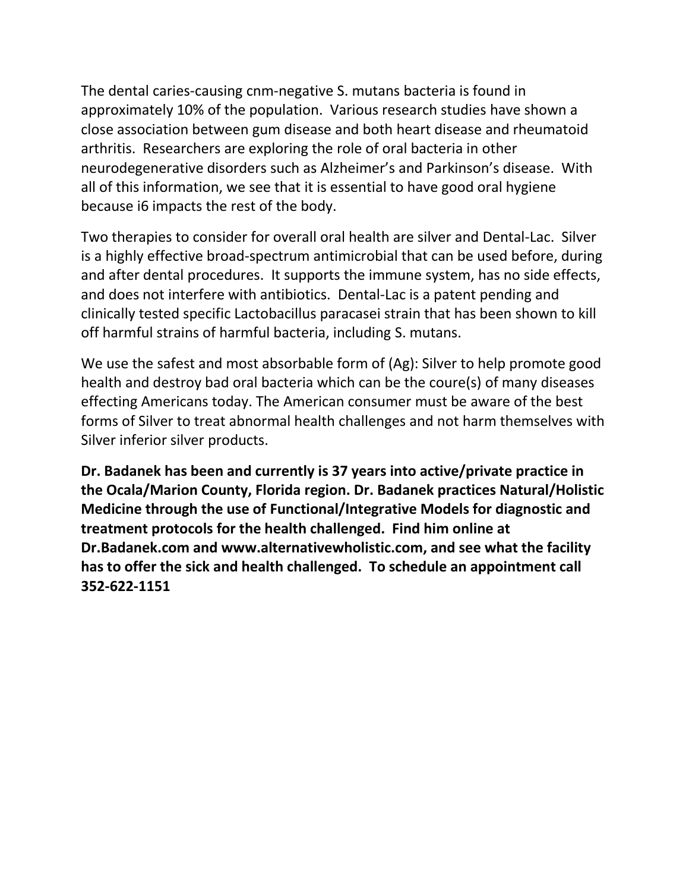The dental caries-causing cnm-negative S. mutans bacteria is found in approximately 10% of the population. Various research studies have shown a close association between gum disease and both heart disease and rheumatoid arthritis. Researchers are exploring the role of oral bacteria in other neurodegenerative disorders such as Alzheimer's and Parkinson's disease. With all of this information, we see that it is essential to have good oral hygiene because i6 impacts the rest of the body.

Two therapies to consider for overall oral health are silver and Dental-Lac. Silver is a highly effective broad-spectrum antimicrobial that can be used before, during and after dental procedures. It supports the immune system, has no side effects, and does not interfere with antibiotics. Dental-Lac is a patent pending and clinically tested specific Lactobacillus paracasei strain that has been shown to kill off harmful strains of harmful bacteria, including S. mutans.

We use the safest and most absorbable form of (Ag): Silver to help promote good health and destroy bad oral bacteria which can be the coure(s) of many diseases effecting Americans today. The American consumer must be aware of the best forms of Silver to treat abnormal health challenges and not harm themselves with Silver inferior silver products.

**Dr. Badanek has been and currently is 37 years into active/private practice in the Ocala/Marion County, Florida region. Dr. Badanek practices Natural/Holistic Medicine through the use of Functional/Integrative Models for diagnostic and treatment protocols for the health challenged. Find him online at Dr.Badanek.com and www.alternativewholistic.com, and see what the facility has to offer the sick and health challenged. To schedule an appointment call 352-622-1151**